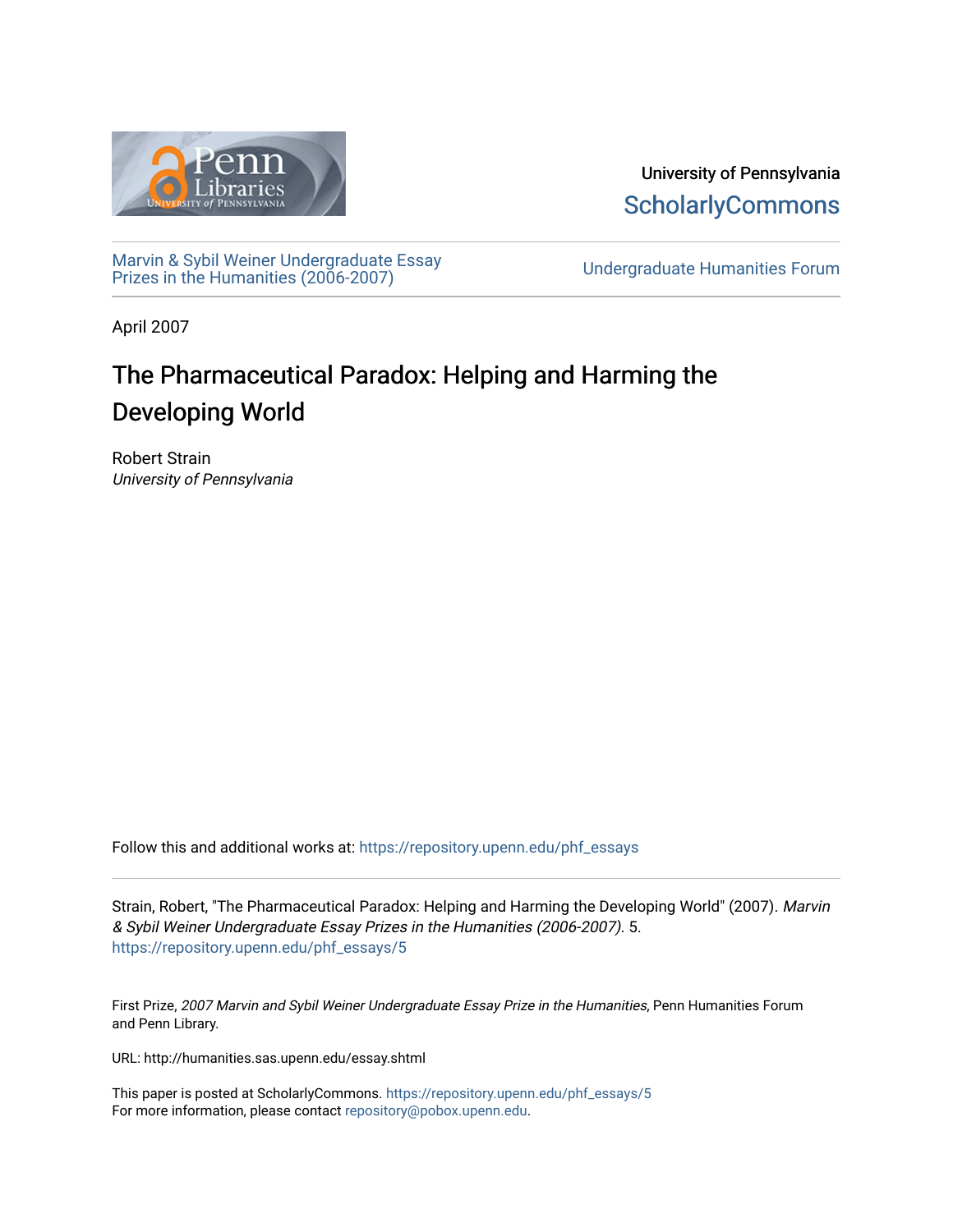University of Pennsylvania
ScholarlyCommons

Marvin & Sybil Weiner Undergraduate Essay Prizes in the Humanities (2006-2007)

Undergraduate Humanities Forum

April 2007

# The Pharmaceutical Paradox: Helping and Harming the Developing World

Robert Strain
*University of Pennsylvania*

Follow this and additional works at: https://repository.upenn.edu/phf_essays

Strain, Robert, "The Pharmaceutical Paradox: Helping and Harming the Developing World" (2007). *Marvin & Sybil Weiner Undergraduate Essay Prizes in the Humanities (2006-2007)*. 5.
https://repository.upenn.edu/phf_essays/5

First Prize, *2007 Marvin and Sybil Weiner Undergraduate Essay Prize in the Humanities*, Penn Humanities Forum and Penn Library.

URL: http://humanities.sas.upenn.edu/essay.shtml

This paper is posted at ScholarlyCommons. https://repository.upenn.edu/phf_essays/5
For more information, please contact repository@pobox.upenn.edu.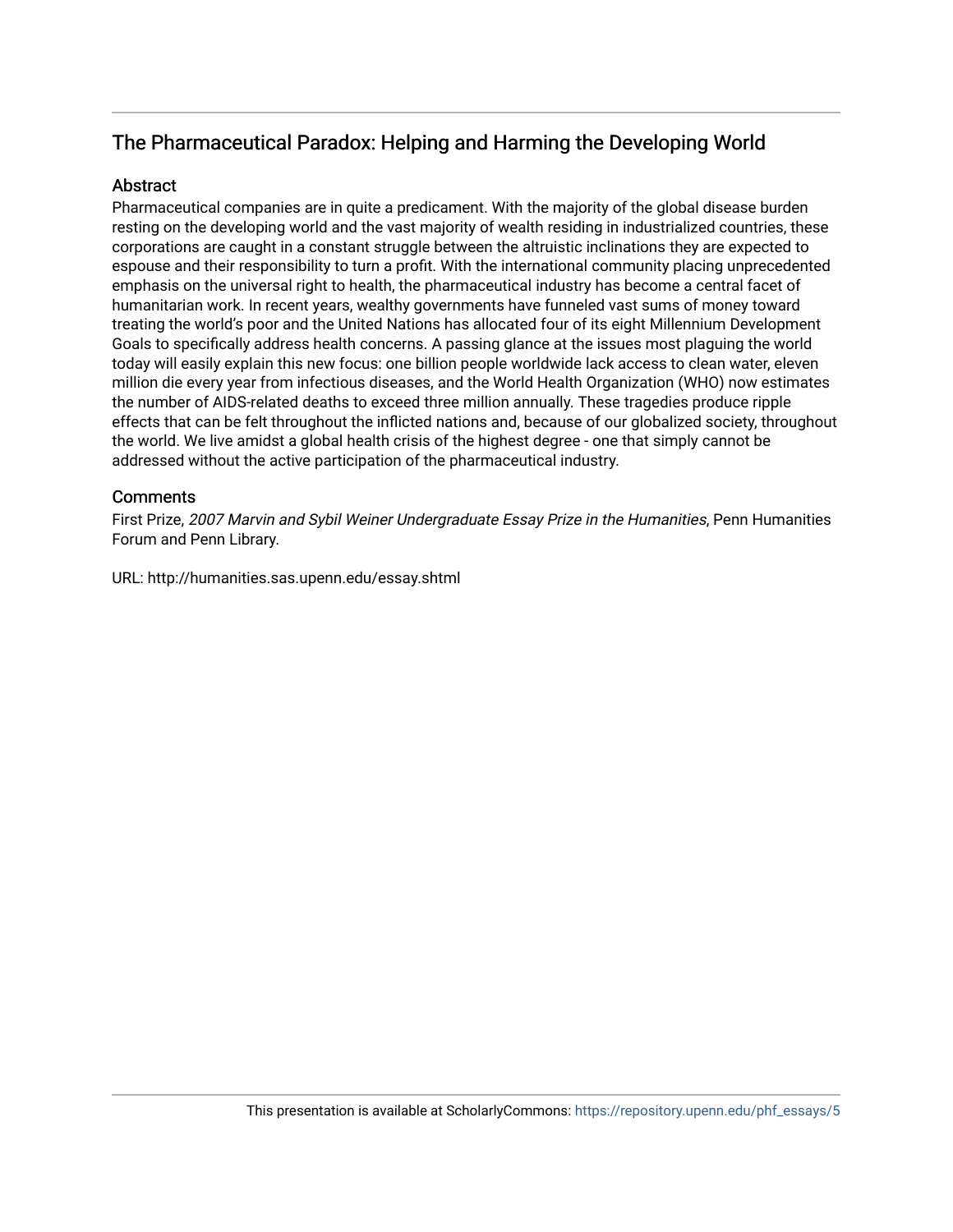# The Pharmaceutical Paradox: Helping and Harming the Developing World

## Abstract

Pharmaceutical companies are in quite a predicament. With the majority of the global disease burden resting on the developing world and the vast majority of wealth residing in industrialized countries, these corporations are caught in a constant struggle between the altruistic inclinations they are expected to espouse and their responsibility to turn a profit. With the international community placing unprecedented emphasis on the universal right to health, the pharmaceutical industry has become a central facet of humanitarian work. In recent years, wealthy governments have funneled vast sums of money toward treating the world's poor and the United Nations has allocated four of its eight Millennium Development Goals to specifically address health concerns. A passing glance at the issues most plaguing the world today will easily explain this new focus: one billion people worldwide lack access to clean water, eleven million die every year from infectious diseases, and the World Health Organization (WHO) now estimates the number of AIDS-related deaths to exceed three million annually. These tragedies produce ripple effects that can be felt throughout the inflicted nations and, because of our globalized society, throughout the world. We live amidst a global health crisis of the highest degree - one that simply cannot be addressed without the active participation of the pharmaceutical industry.

## Comments

First Prize, *2007 Marvin and Sybil Weiner Undergraduate Essay Prize in the Humanities*, Penn Humanities Forum and Penn Library.

URL: http://humanities.sas.upenn.edu/essay.shtml

This presentation is available at ScholarlyCommons: https://repository.upenn.edu/phf_essays/5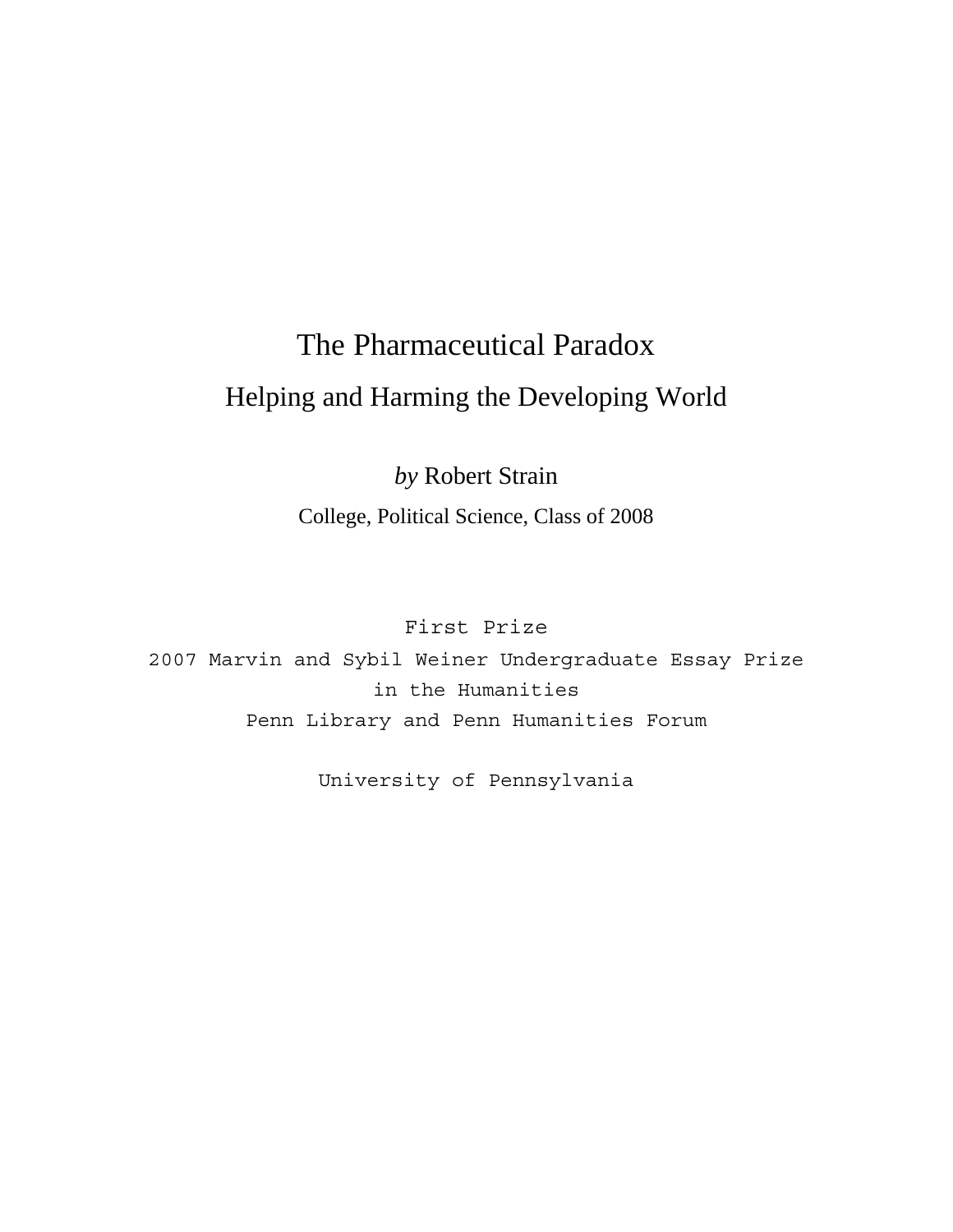# The Pharmaceutical Paradox

## Helping and Harming the Developing World

*by* Robert Strain

College, Political Science, Class of 2008

First Prize
2007 Marvin and Sybil Weiner Undergraduate Essay Prize
in the Humanities
Penn Library and Penn Humanities Forum

University of Pennsylvania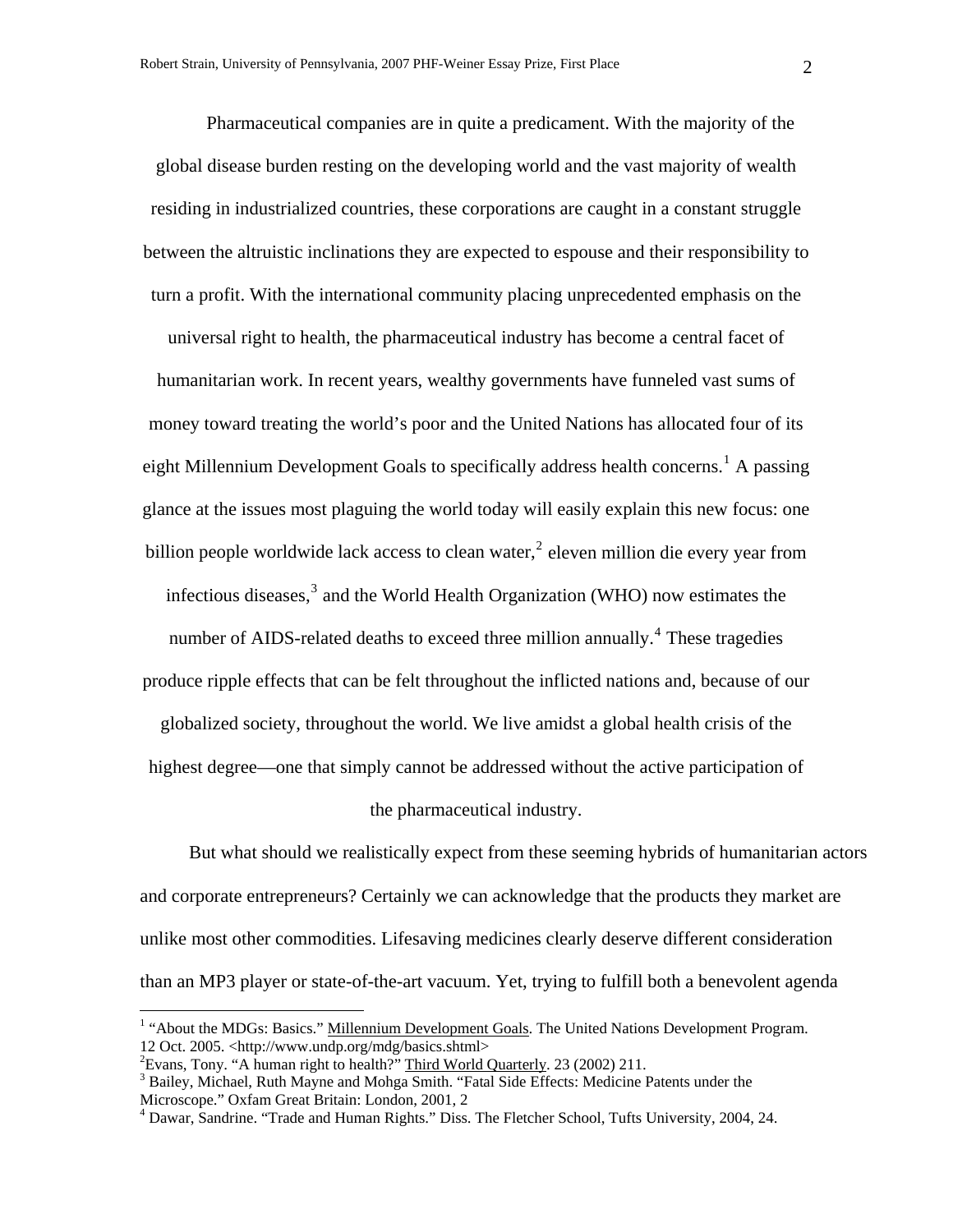Pharmaceutical companies are in quite a predicament. With the majority of the global disease burden resting on the developing world and the vast majority of wealth residing in industrialized countries, these corporations are caught in a constant struggle between the altruistic inclinations they are expected to espouse and their responsibility to turn a profit. With the international community placing unprecedented emphasis on the universal right to health, the pharmaceutical industry has become a central facet of humanitarian work. In recent years, wealthy governments have funneled vast sums of money toward treating the world's poor and the United Nations has allocated four of its eight Millennium Development Goals to specifically address health concerns.[1] A passing glance at the issues most plaguing the world today will easily explain this new focus: one billion people worldwide lack access to clean water,[2] eleven million die every year from infectious diseases,[3] and the World Health Organization (WHO) now estimates the number of AIDS-related deaths to exceed three million annually.[4] These tragedies produce ripple effects that can be felt throughout the inflicted nations and, because of our globalized society, throughout the world. We live amidst a global health crisis of the highest degree—one that simply cannot be addressed without the active participation of the pharmaceutical industry.

But what should we realistically expect from these seeming hybrids of humanitarian actors and corporate entrepreneurs? Certainly we can acknowledge that the products they market are unlike most other commodities. Lifesaving medicines clearly deserve different consideration than an MP3 player or state-of-the-art vacuum. Yet, trying to fulfill both a benevolent agenda

---

[1] "About the MDGs: Basics." Millennium Development Goals. The United Nations Development Program. 12 Oct. 2005. <http://www.undp.org/mdg/basics.shtml>

[2] Evans, Tony. "A human right to health?" Third World Quarterly. 23 (2002) 211.

[3] Bailey, Michael, Ruth Mayne and Mohga Smith. "Fatal Side Effects: Medicine Patents under the Microscope." Oxfam Great Britain: London, 2001, 2

[4] Dawar, Sandrine. "Trade and Human Rights." Diss. The Fletcher School, Tufts University, 2004, 24.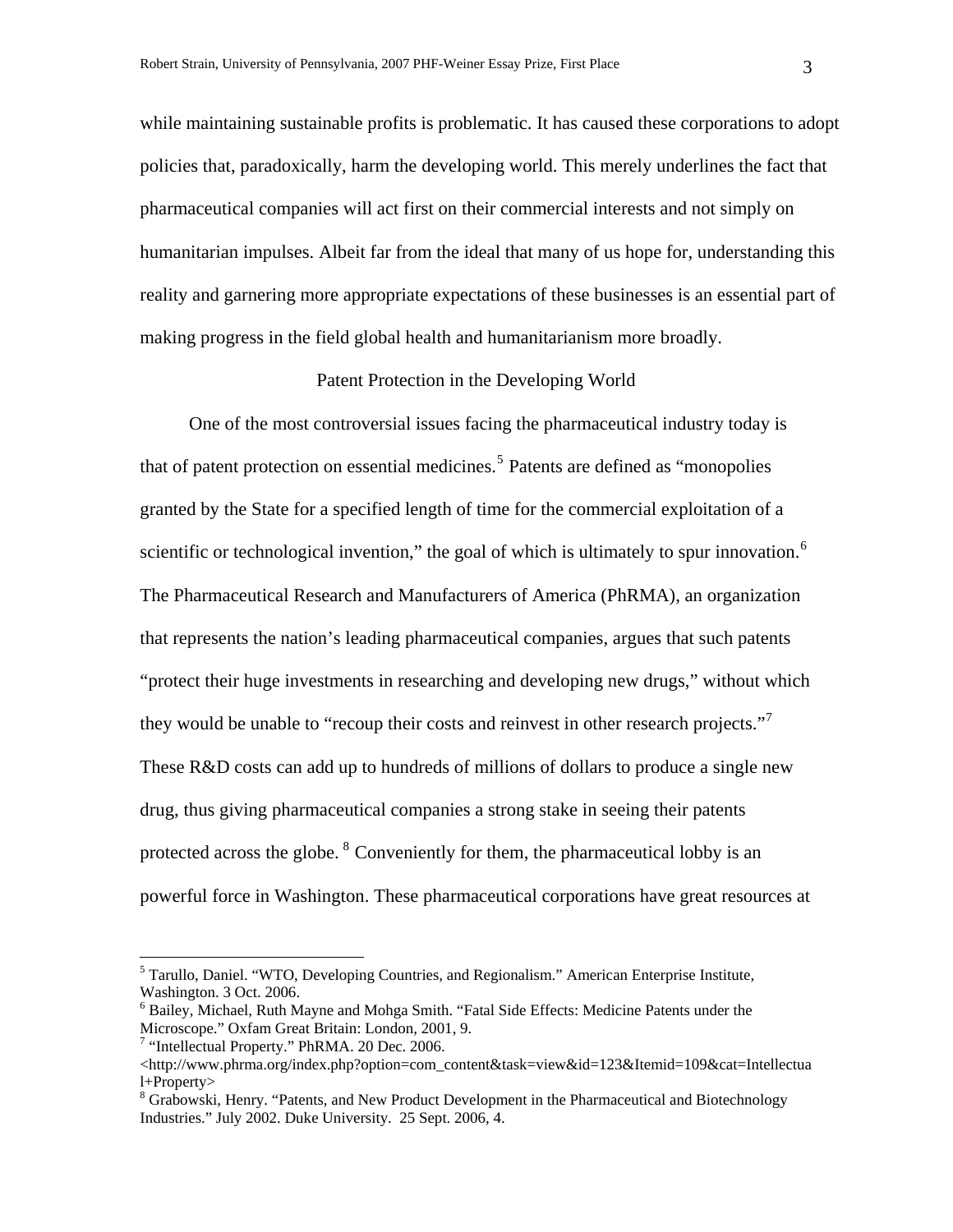while maintaining sustainable profits is problematic. It has caused these corporations to adopt policies that, paradoxically, harm the developing world. This merely underlines the fact that pharmaceutical companies will act first on their commercial interests and not simply on humanitarian impulses. Albeit far from the ideal that many of us hope for, understanding this reality and garnering more appropriate expectations of these businesses is an essential part of making progress in the field global health and humanitarianism more broadly.

## Patent Protection in the Developing World

One of the most controversial issues facing the pharmaceutical industry today is that of patent protection on essential medicines.[5] Patents are defined as "monopolies granted by the State for a specified length of time for the commercial exploitation of a scientific or technological invention," the goal of which is ultimately to spur innovation.[6] The Pharmaceutical Research and Manufacturers of America (PhRMA), an organization that represents the nation's leading pharmaceutical companies, argues that such patents "protect their huge investments in researching and developing new drugs," without which they would be unable to "recoup their costs and reinvest in other research projects."[7] These R&D costs can add up to hundreds of millions of dollars to produce a single new drug, thus giving pharmaceutical companies a strong stake in seeing their patents protected across the globe. [8] Conveniently for them, the pharmaceutical lobby is an powerful force in Washington. These pharmaceutical corporations have great resources at

---

[5] Tarullo, Daniel. "WTO, Developing Countries, and Regionalism." American Enterprise Institute, Washington. 3 Oct. 2006.

[6] Bailey, Michael, Ruth Mayne and Mohga Smith. "Fatal Side Effects: Medicine Patents under the Microscope." Oxfam Great Britain: London, 2001, 9.

[7] "Intellectual Property." PhRMA. 20 Dec. 2006. <http://www.phrma.org/index.php?option=com_content&task=view&id=123&Itemid=109&cat=Intellectual+Property>

[8] Grabowski, Henry. "Patents, and New Product Development in the Pharmaceutical and Biotechnology Industries." July 2002. Duke University. 25 Sept. 2006, 4.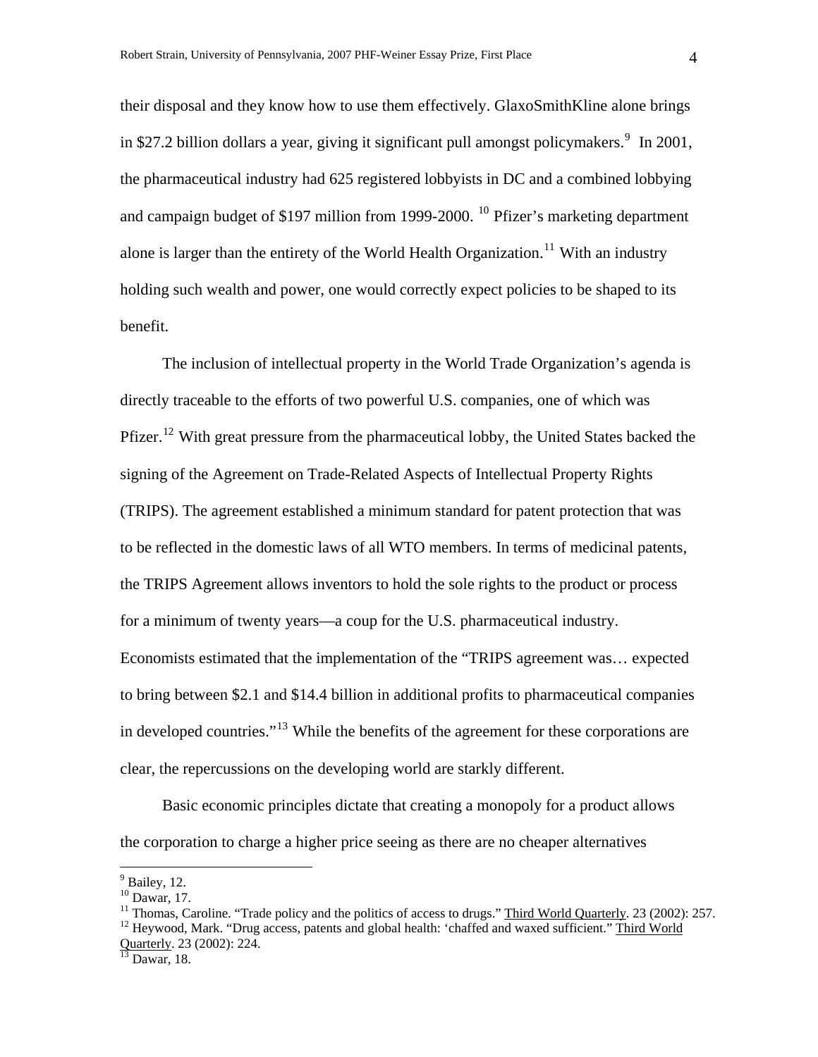their disposal and they know how to use them effectively. GlaxoSmithKline alone brings in $27.2 billion dollars a year, giving it significant pull amongst policymakers.[9] In 2001, the pharmaceutical industry had 625 registered lobbyists in DC and a combined lobbying and campaign budget of $197 million from 1999-2000. [10] Pfizer's marketing department alone is larger than the entirety of the World Health Organization.[11] With an industry holding such wealth and power, one would correctly expect policies to be shaped to its benefit.

The inclusion of intellectual property in the World Trade Organization's agenda is directly traceable to the efforts of two powerful U.S. companies, one of which was Pfizer.[12] With great pressure from the pharmaceutical lobby, the United States backed the signing of the Agreement on Trade-Related Aspects of Intellectual Property Rights (TRIPS). The agreement established a minimum standard for patent protection that was to be reflected in the domestic laws of all WTO members. In terms of medicinal patents, the TRIPS Agreement allows inventors to hold the sole rights to the product or process for a minimum of twenty years—a coup for the U.S. pharmaceutical industry. Economists estimated that the implementation of the "TRIPS agreement was… expected to bring between $2.1 and $14.4 billion in additional profits to pharmaceutical companies in developed countries."[13] While the benefits of the agreement for these corporations are clear, the repercussions on the developing world are starkly different.

Basic economic principles dictate that creating a monopoly for a product allows the corporation to charge a higher price seeing as there are no cheaper alternatives

---

[9] Bailey, 12.

[10] Dawar, 17.

[11] Thomas, Caroline. "Trade policy and the politics of access to drugs." Third World Quarterly. 23 (2002): 257.

[12] Heywood, Mark. "Drug access, patents and global health: 'chaffed and waxed sufficient." Third World Quarterly. 23 (2002): 224.

[13] Dawar, 18.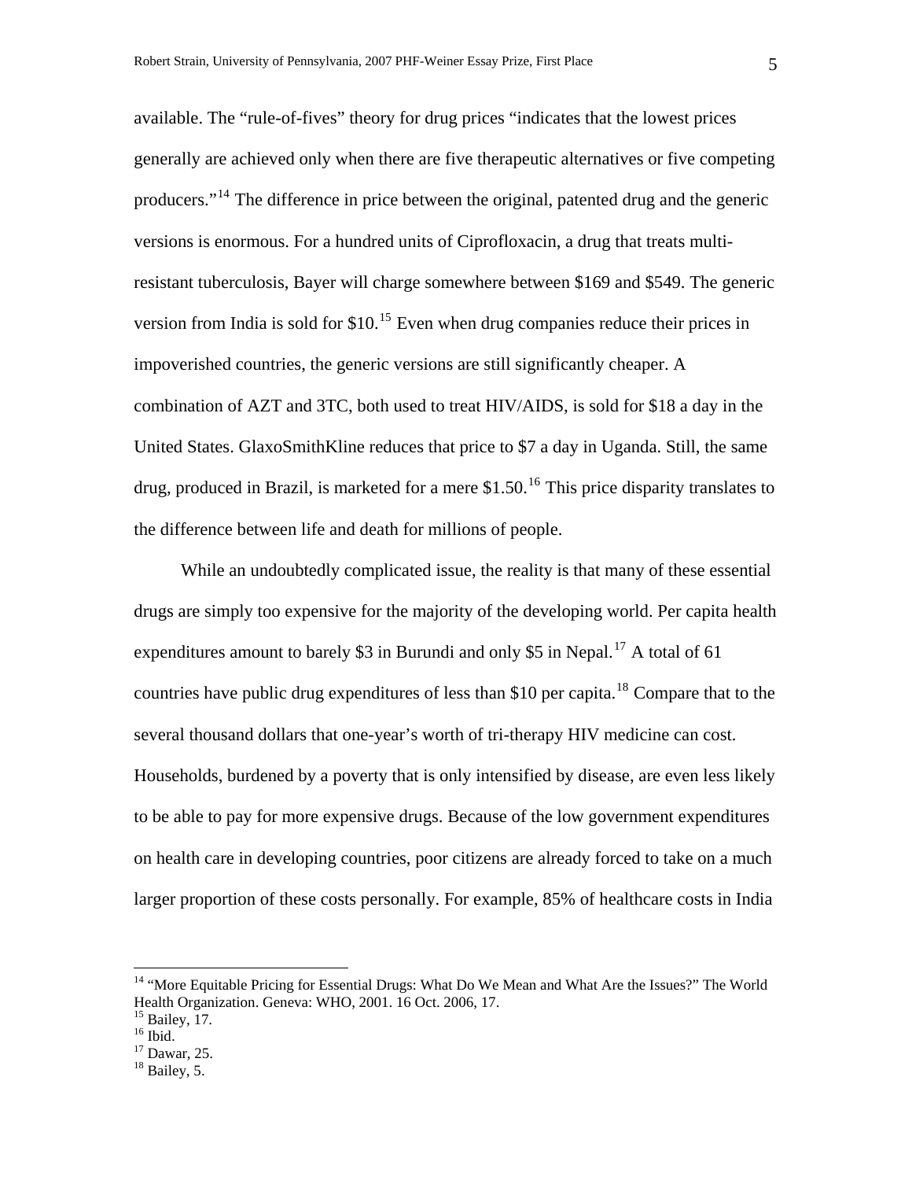available. The "rule-of-fives" theory for drug prices "indicates that the lowest prices generally are achieved only when there are five therapeutic alternatives or five competing producers."[14] The difference in price between the original, patented drug and the generic versions is enormous. For a hundred units of Ciprofloxacin, a drug that treats multi-resistant tuberculosis, Bayer will charge somewhere between $169 and $549. The generic version from India is sold for $10.[15] Even when drug companies reduce their prices in impoverished countries, the generic versions are still significantly cheaper. A combination of AZT and 3TC, both used to treat HIV/AIDS, is sold for $18 a day in the United States. GlaxoSmithKline reduces that price to $7 a day in Uganda. Still, the same drug, produced in Brazil, is marketed for a mere $1.50.[16] This price disparity translates to the difference between life and death for millions of people.

While an undoubtedly complicated issue, the reality is that many of these essential drugs are simply too expensive for the majority of the developing world. Per capita health expenditures amount to barely $3 in Burundi and only $5 in Nepal.[17] A total of 61 countries have public drug expenditures of less than $10 per capita.[18] Compare that to the several thousand dollars that one-year's worth of tri-therapy HIV medicine can cost. Households, burdened by a poverty that is only intensified by disease, are even less likely to be able to pay for more expensive drugs. Because of the low government expenditures on health care in developing countries, poor citizens are already forced to take on a much larger proportion of these costs personally. For example, 85% of healthcare costs in India

---

[14] "More Equitable Pricing for Essential Drugs: What Do We Mean and What Are the Issues?" The World Health Organization. Geneva: WHO, 2001. 16 Oct. 2006, 17.

[15] Bailey, 17.

[16] Ibid.

[17] Dawar, 25.

[18] Bailey, 5.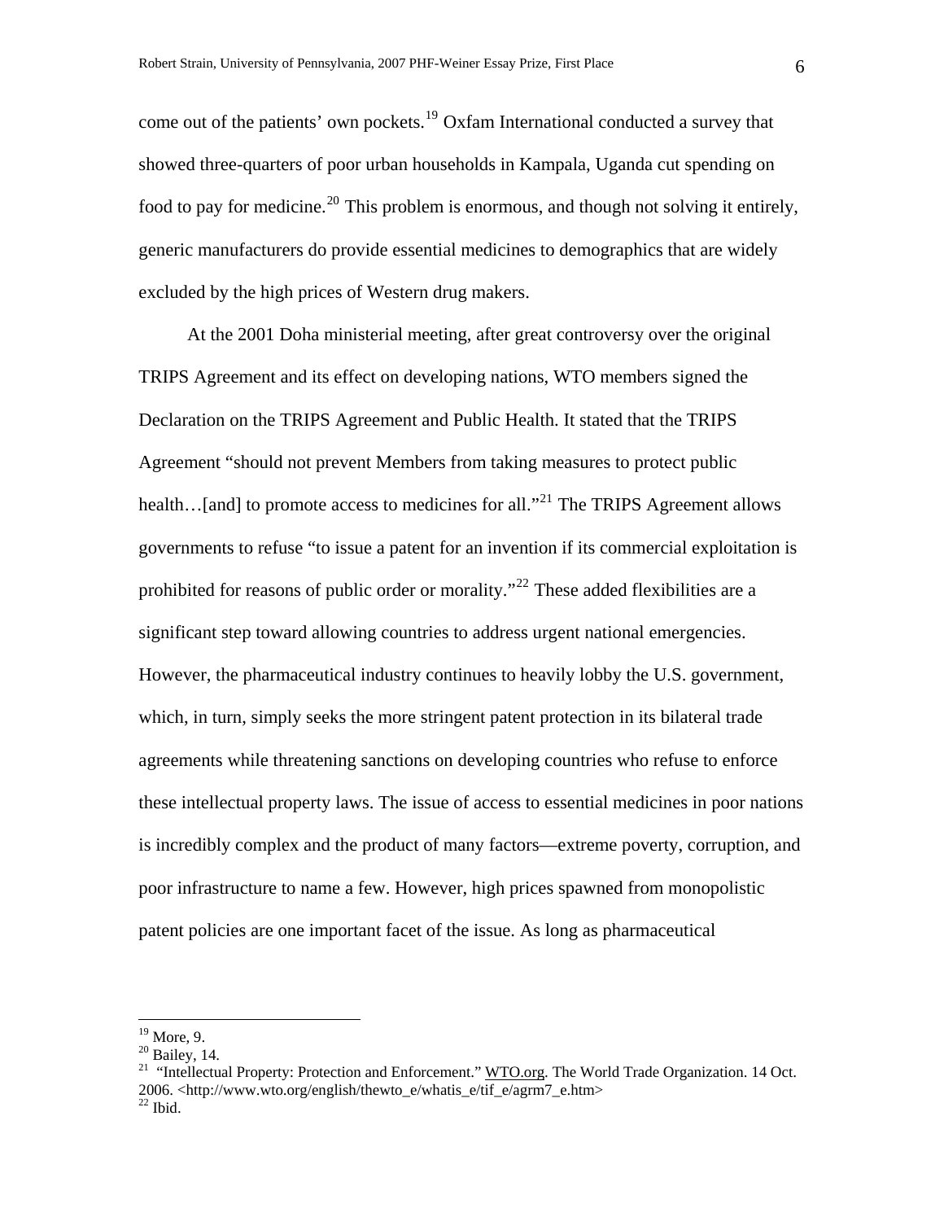come out of the patients' own pockets.[19] Oxfam International conducted a survey that showed three-quarters of poor urban households in Kampala, Uganda cut spending on food to pay for medicine.[20] This problem is enormous, and though not solving it entirely, generic manufacturers do provide essential medicines to demographics that are widely excluded by the high prices of Western drug makers.

At the 2001 Doha ministerial meeting, after great controversy over the original TRIPS Agreement and its effect on developing nations, WTO members signed the Declaration on the TRIPS Agreement and Public Health. It stated that the TRIPS Agreement "should not prevent Members from taking measures to protect public health…[and] to promote access to medicines for all."[21] The TRIPS Agreement allows governments to refuse "to issue a patent for an invention if its commercial exploitation is prohibited for reasons of public order or morality."[22] These added flexibilities are a significant step toward allowing countries to address urgent national emergencies. However, the pharmaceutical industry continues to heavily lobby the U.S. government, which, in turn, simply seeks the more stringent patent protection in its bilateral trade agreements while threatening sanctions on developing countries who refuse to enforce these intellectual property laws. The issue of access to essential medicines in poor nations is incredibly complex and the product of many factors—extreme poverty, corruption, and poor infrastructure to name a few. However, high prices spawned from monopolistic patent policies are one important facet of the issue. As long as pharmaceutical

---

[19] More, 9.
[20] Bailey, 14.
[21] "Intellectual Property: Protection and Enforcement." WTO.org. The World Trade Organization. 14 Oct. 2006. <http://www.wto.org/english/thewto_e/whatis_e/tif_e/agrm7_e.htm>
[22] Ibid.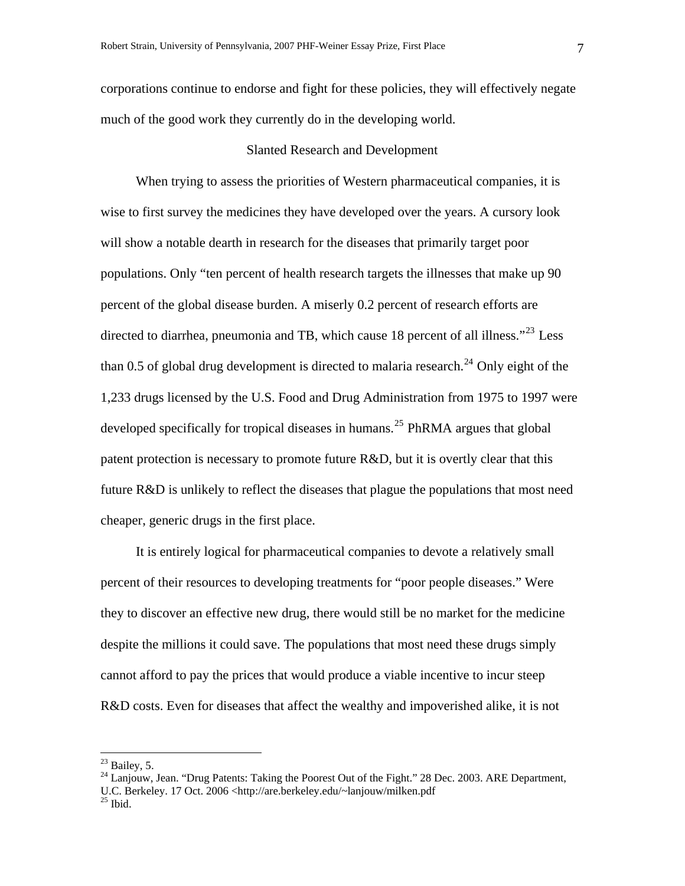corporations continue to endorse and fight for these policies, they will effectively negate much of the good work they currently do in the developing world.

## Slanted Research and Development

When trying to assess the priorities of Western pharmaceutical companies, it is wise to first survey the medicines they have developed over the years. A cursory look will show a notable dearth in research for the diseases that primarily target poor populations. Only "ten percent of health research targets the illnesses that make up 90 percent of the global disease burden. A miserly 0.2 percent of research efforts are directed to diarrhea, pneumonia and TB, which cause 18 percent of all illness."[23] Less than 0.5 of global drug development is directed to malaria research.[24] Only eight of the 1,233 drugs licensed by the U.S. Food and Drug Administration from 1975 to 1997 were developed specifically for tropical diseases in humans.[25] PhRMA argues that global patent protection is necessary to promote future R&D, but it is overtly clear that this future R&D is unlikely to reflect the diseases that plague the populations that most need cheaper, generic drugs in the first place.

It is entirely logical for pharmaceutical companies to devote a relatively small percent of their resources to developing treatments for "poor people diseases." Were they to discover an effective new drug, there would still be no market for the medicine despite the millions it could save. The populations that most need these drugs simply cannot afford to pay the prices that would produce a viable incentive to incur steep R&D costs. Even for diseases that affect the wealthy and impoverished alike, it is not

---

[23] Bailey, 5.

[24] Lanjouw, Jean. "Drug Patents: Taking the Poorest Out of the Fight." 28 Dec. 2003. ARE Department, U.C. Berkeley. 17 Oct. 2006 <http://are.berkeley.edu/~lanjouw/milken.pdf

[25] Ibid.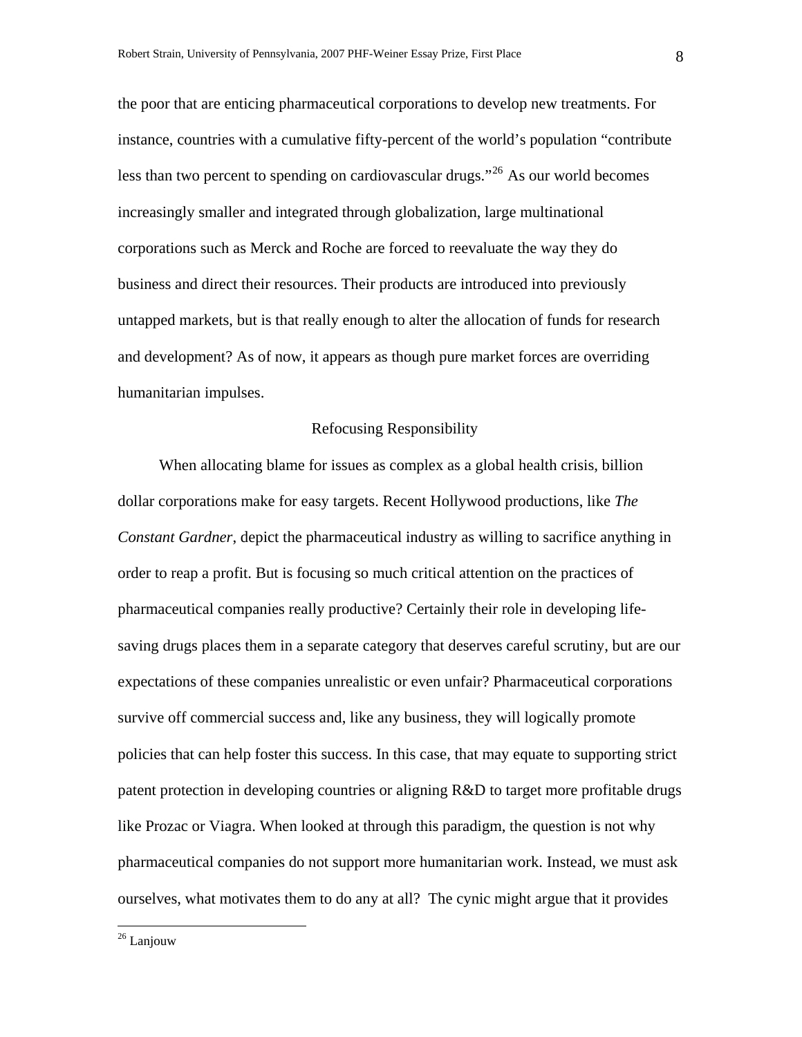the poor that are enticing pharmaceutical corporations to develop new treatments. For instance, countries with a cumulative fifty-percent of the world's population "contribute less than two percent to spending on cardiovascular drugs."[26] As our world becomes increasingly smaller and integrated through globalization, large multinational corporations such as Merck and Roche are forced to reevaluate the way they do business and direct their resources. Their products are introduced into previously untapped markets, but is that really enough to alter the allocation of funds for research and development? As of now, it appears as though pure market forces are overriding humanitarian impulses.

## Refocusing Responsibility

When allocating blame for issues as complex as a global health crisis, billion dollar corporations make for easy targets. Recent Hollywood productions, like *The Constant Gardner*, depict the pharmaceutical industry as willing to sacrifice anything in order to reap a profit. But is focusing so much critical attention on the practices of pharmaceutical companies really productive? Certainly their role in developing life-saving drugs places them in a separate category that deserves careful scrutiny, but are our expectations of these companies unrealistic or even unfair? Pharmaceutical corporations survive off commercial success and, like any business, they will logically promote policies that can help foster this success. In this case, that may equate to supporting strict patent protection in developing countries or aligning R&D to target more profitable drugs like Prozac or Viagra. When looked at through this paradigm, the question is not why pharmaceutical companies do not support more humanitarian work. Instead, we must ask ourselves, what motivates them to do any at all? The cynic might argue that it provides

[26] Lanjouw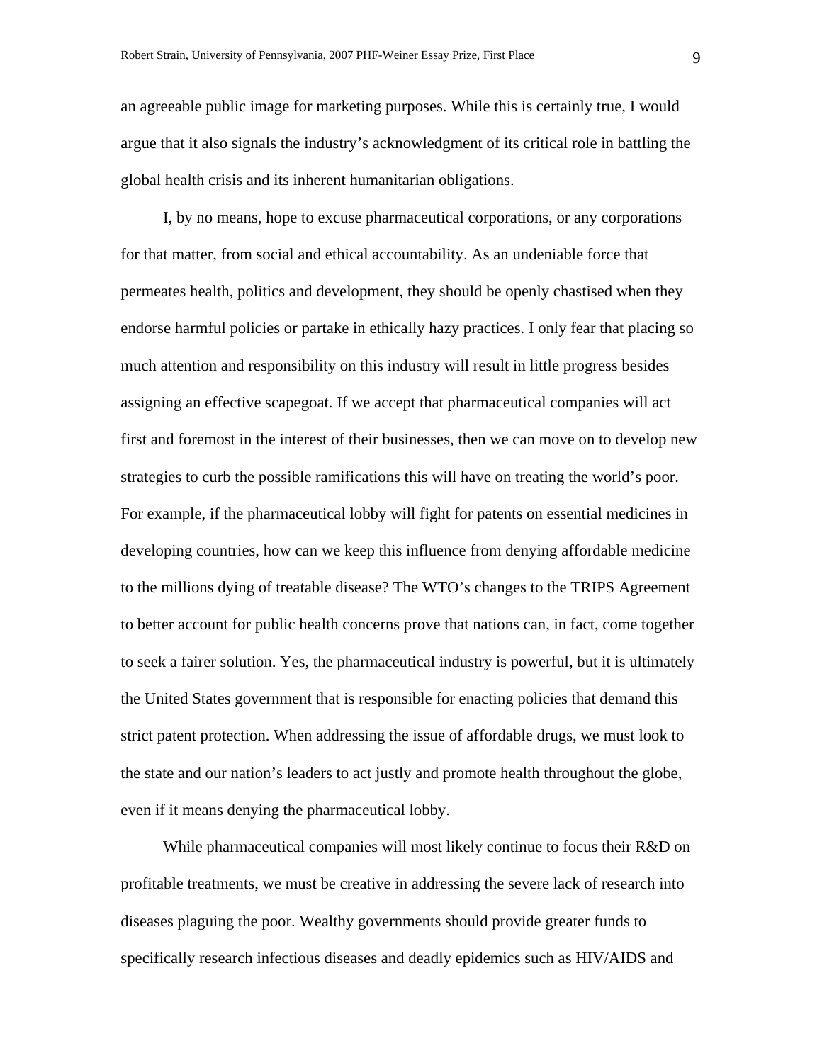an agreeable public image for marketing purposes. While this is certainly true, I would argue that it also signals the industry's acknowledgment of its critical role in battling the global health crisis and its inherent humanitarian obligations.

I, by no means, hope to excuse pharmaceutical corporations, or any corporations for that matter, from social and ethical accountability. As an undeniable force that permeates health, politics and development, they should be openly chastised when they endorse harmful policies or partake in ethically hazy practices. I only fear that placing so much attention and responsibility on this industry will result in little progress besides assigning an effective scapegoat. If we accept that pharmaceutical companies will act first and foremost in the interest of their businesses, then we can move on to develop new strategies to curb the possible ramifications this will have on treating the world's poor. For example, if the pharmaceutical lobby will fight for patents on essential medicines in developing countries, how can we keep this influence from denying affordable medicine to the millions dying of treatable disease? The WTO's changes to the TRIPS Agreement to better account for public health concerns prove that nations can, in fact, come together to seek a fairer solution. Yes, the pharmaceutical industry is powerful, but it is ultimately the United States government that is responsible for enacting policies that demand this strict patent protection. When addressing the issue of affordable drugs, we must look to the state and our nation's leaders to act justly and promote health throughout the globe, even if it means denying the pharmaceutical lobby.

While pharmaceutical companies will most likely continue to focus their R&D on profitable treatments, we must be creative in addressing the severe lack of research into diseases plaguing the poor. Wealthy governments should provide greater funds to specifically research infectious diseases and deadly epidemics such as HIV/AIDS and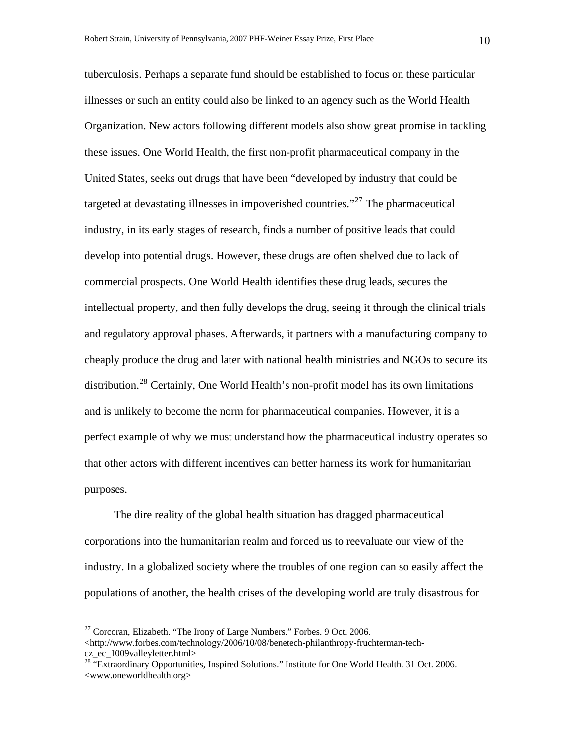tuberculosis. Perhaps a separate fund should be established to focus on these particular illnesses or such an entity could also be linked to an agency such as the World Health Organization. New actors following different models also show great promise in tackling these issues. One World Health, the first non-profit pharmaceutical company in the United States, seeks out drugs that have been "developed by industry that could be targeted at devastating illnesses in impoverished countries."[27] The pharmaceutical industry, in its early stages of research, finds a number of positive leads that could develop into potential drugs. However, these drugs are often shelved due to lack of commercial prospects. One World Health identifies these drug leads, secures the intellectual property, and then fully develops the drug, seeing it through the clinical trials and regulatory approval phases. Afterwards, it partners with a manufacturing company to cheaply produce the drug and later with national health ministries and NGOs to secure its distribution.[28] Certainly, One World Health's non-profit model has its own limitations and is unlikely to become the norm for pharmaceutical companies. However, it is a perfect example of why we must understand how the pharmaceutical industry operates so that other actors with different incentives can better harness its work for humanitarian purposes.

The dire reality of the global health situation has dragged pharmaceutical corporations into the humanitarian realm and forced us to reevaluate our view of the industry. In a globalized society where the troubles of one region can so easily affect the populations of another, the health crises of the developing world are truly disastrous for

---

[27] Corcoran, Elizabeth. "The Irony of Large Numbers." Forbes. 9 Oct. 2006. <http://www.forbes.com/technology/2006/10/08/benetech-philanthropy-fruchterman-tech-cz_ec_1009valleyletter.html>

[28] "Extraordinary Opportunities, Inspired Solutions." Institute for One World Health. 31 Oct. 2006. <www.oneworldhealth.org>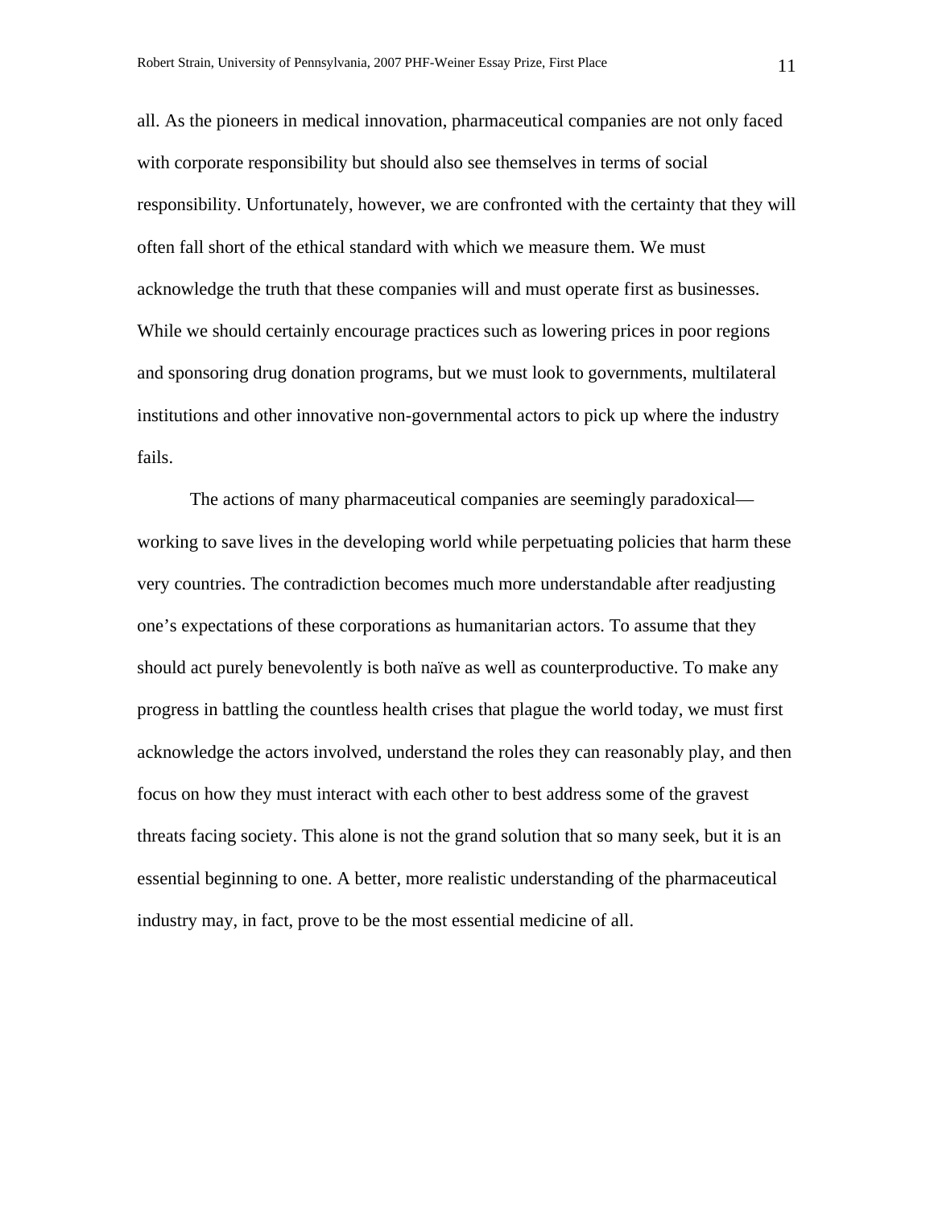all. As the pioneers in medical innovation, pharmaceutical companies are not only faced with corporate responsibility but should also see themselves in terms of social responsibility. Unfortunately, however, we are confronted with the certainty that they will often fall short of the ethical standard with which we measure them. We must acknowledge the truth that these companies will and must operate first as businesses. While we should certainly encourage practices such as lowering prices in poor regions and sponsoring drug donation programs, but we must look to governments, multilateral institutions and other innovative non-governmental actors to pick up where the industry fails.

The actions of many pharmaceutical companies are seemingly paradoxical—working to save lives in the developing world while perpetuating policies that harm these very countries. The contradiction becomes much more understandable after readjusting one's expectations of these corporations as humanitarian actors. To assume that they should act purely benevolently is both naïve as well as counterproductive. To make any progress in battling the countless health crises that plague the world today, we must first acknowledge the actors involved, understand the roles they can reasonably play, and then focus on how they must interact with each other to best address some of the gravest threats facing society. This alone is not the grand solution that so many seek, but it is an essential beginning to one. A better, more realistic understanding of the pharmaceutical industry may, in fact, prove to be the most essential medicine of all.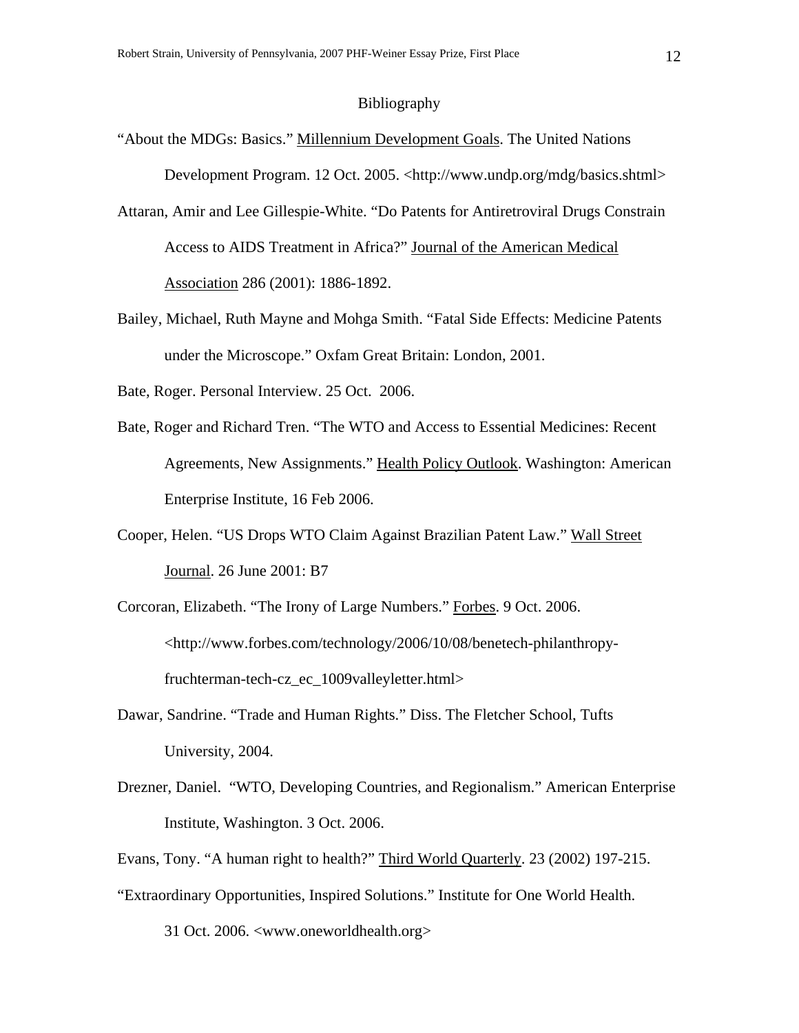# Bibliography

"About the MDGs: Basics." Millennium Development Goals. The United Nations Development Program. 12 Oct. 2005. <http://www.undp.org/mdg/basics.shtml>

Attaran, Amir and Lee Gillespie-White. "Do Patents for Antiretroviral Drugs Constrain Access to AIDS Treatment in Africa?" Journal of the American Medical Association 286 (2001): 1886-1892.

Bailey, Michael, Ruth Mayne and Mohga Smith. "Fatal Side Effects: Medicine Patents under the Microscope." Oxfam Great Britain: London, 2001.

Bate, Roger. Personal Interview. 25 Oct. 2006.

Bate, Roger and Richard Tren. "The WTO and Access to Essential Medicines: Recent Agreements, New Assignments." Health Policy Outlook. Washington: American Enterprise Institute, 16 Feb 2006.

Cooper, Helen. "US Drops WTO Claim Against Brazilian Patent Law." Wall Street Journal. 26 June 2001: B7

Corcoran, Elizabeth. "The Irony of Large Numbers." Forbes. 9 Oct. 2006. <http://www.forbes.com/technology/2006/10/08/benetech-philanthropy-fruchterman-tech-cz_ec_1009valleyletter.html>

Dawar, Sandrine. "Trade and Human Rights." Diss. The Fletcher School, Tufts University, 2004.

Drezner, Daniel. "WTO, Developing Countries, and Regionalism." American Enterprise Institute, Washington. 3 Oct. 2006.

Evans, Tony. "A human right to health?" Third World Quarterly. 23 (2002) 197-215.

"Extraordinary Opportunities, Inspired Solutions." Institute for One World Health. 31 Oct. 2006. <www.oneworldhealth.org>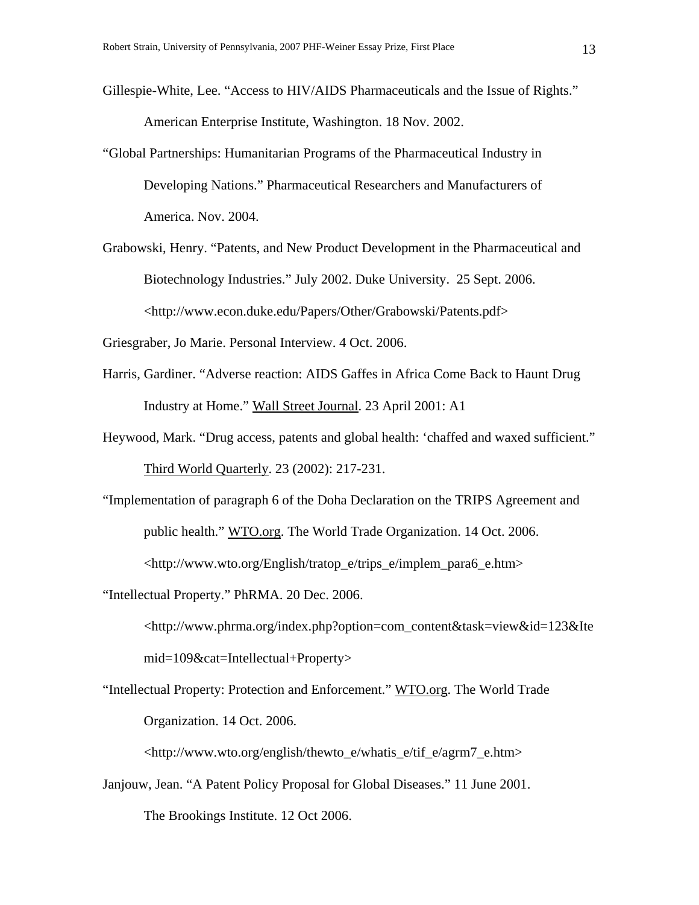Gillespie-White, Lee. "Access to HIV/AIDS Pharmaceuticals and the Issue of Rights." American Enterprise Institute, Washington. 18 Nov. 2002.

"Global Partnerships: Humanitarian Programs of the Pharmaceutical Industry in Developing Nations." Pharmaceutical Researchers and Manufacturers of America. Nov. 2004.

Grabowski, Henry. "Patents, and New Product Development in the Pharmaceutical and Biotechnology Industries." July 2002. Duke University. 25 Sept. 2006. <http://www.econ.duke.edu/Papers/Other/Grabowski/Patents.pdf>

Griesgraber, Jo Marie. Personal Interview. 4 Oct. 2006.

Harris, Gardiner. "Adverse reaction: AIDS Gaffes in Africa Come Back to Haunt Drug Industry at Home." Wall Street Journal. 23 April 2001: A1

Heywood, Mark. "Drug access, patents and global health: 'chaffed and waxed sufficient." Third World Quarterly. 23 (2002): 217-231.

"Implementation of paragraph 6 of the Doha Declaration on the TRIPS Agreement and public health." WTO.org. The World Trade Organization. 14 Oct. 2006. <http://www.wto.org/English/tratop_e/trips_e/implem_para6_e.htm>

"Intellectual Property." PhRMA. 20 Dec. 2006. <http://www.phrma.org/index.php?option=com_content&task=view&id=123&Itemid=109&cat=Intellectual+Property>

"Intellectual Property: Protection and Enforcement." WTO.org. The World Trade Organization. 14 Oct. 2006. <http://www.wto.org/english/thewto_e/whatis_e/tif_e/agrm7_e.htm>

Janjouw, Jean. "A Patent Policy Proposal for Global Diseases." 11 June 2001. The Brookings Institute. 12 Oct 2006.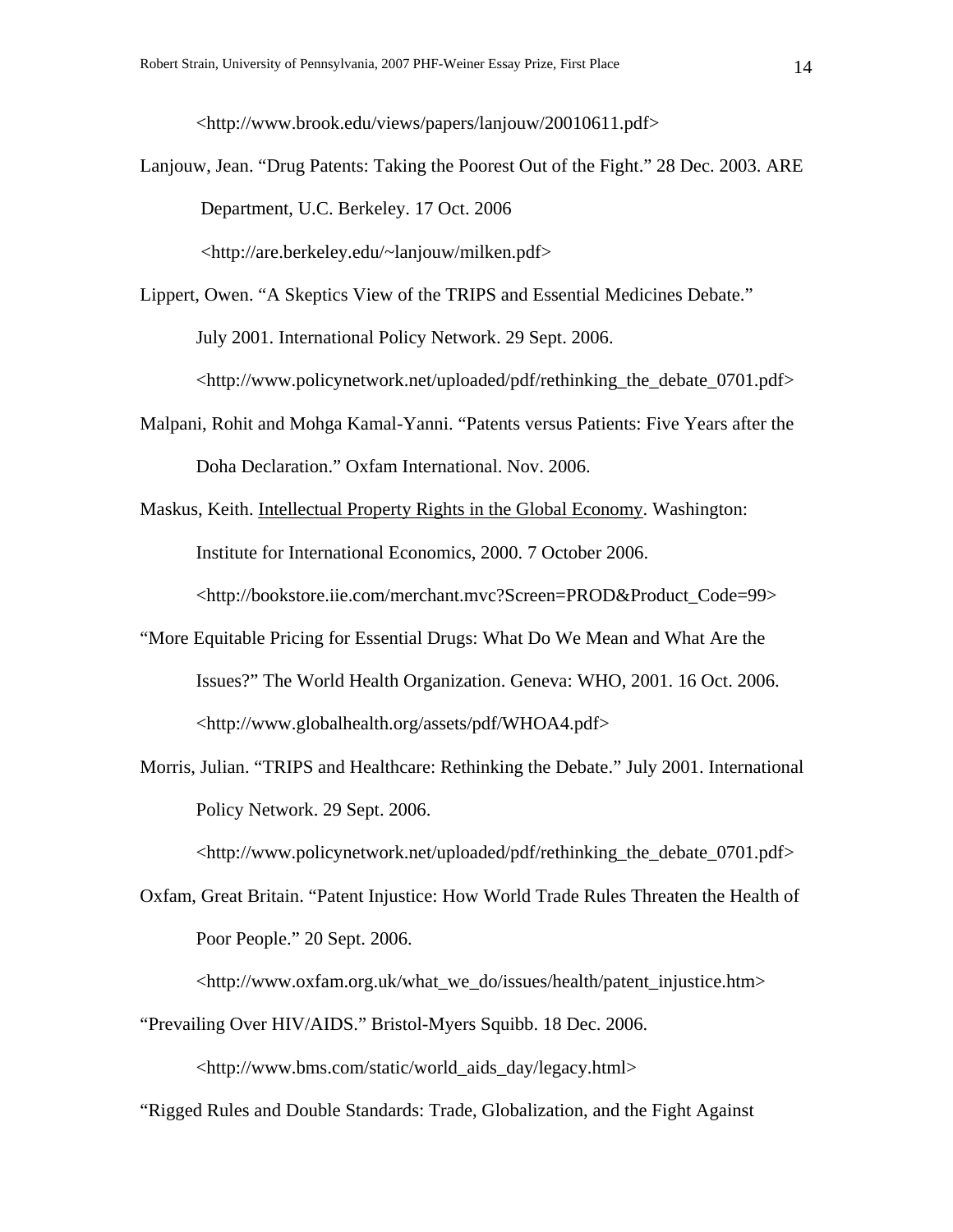<http://www.brook.edu/views/papers/lanjouw/20010611.pdf>

Lanjouw, Jean. "Drug Patents: Taking the Poorest Out of the Fight." 28 Dec. 2003. ARE Department, U.C. Berkeley. 17 Oct. 2006 <http://are.berkeley.edu/~lanjouw/milken.pdf>

Lippert, Owen. "A Skeptics View of the TRIPS and Essential Medicines Debate." July 2001. International Policy Network. 29 Sept. 2006. <http://www.policynetwork.net/uploaded/pdf/rethinking_the_debate_0701.pdf>

Malpani, Rohit and Mohga Kamal-Yanni. "Patents versus Patients: Five Years after the Doha Declaration." Oxfam International. Nov. 2006.

Maskus, Keith. Intellectual Property Rights in the Global Economy. Washington: Institute for International Economics, 2000. 7 October 2006. <http://bookstore.iie.com/merchant.mvc?Screen=PROD&Product_Code=99>

"More Equitable Pricing for Essential Drugs: What Do We Mean and What Are the Issues?" The World Health Organization. Geneva: WHO, 2001. 16 Oct. 2006. <http://www.globalhealth.org/assets/pdf/WHOA4.pdf>

Morris, Julian. "TRIPS and Healthcare: Rethinking the Debate." July 2001. International Policy Network. 29 Sept. 2006. <http://www.policynetwork.net/uploaded/pdf/rethinking_the_debate_0701.pdf>

Oxfam, Great Britain. "Patent Injustice: How World Trade Rules Threaten the Health of Poor People." 20 Sept. 2006. <http://www.oxfam.org.uk/what_we_do/issues/health/patent_injustice.htm>

"Prevailing Over HIV/AIDS." Bristol-Myers Squibb. 18 Dec. 2006. <http://www.bms.com/static/world_aids_day/legacy.html>

"Rigged Rules and Double Standards: Trade, Globalization, and the Fight Against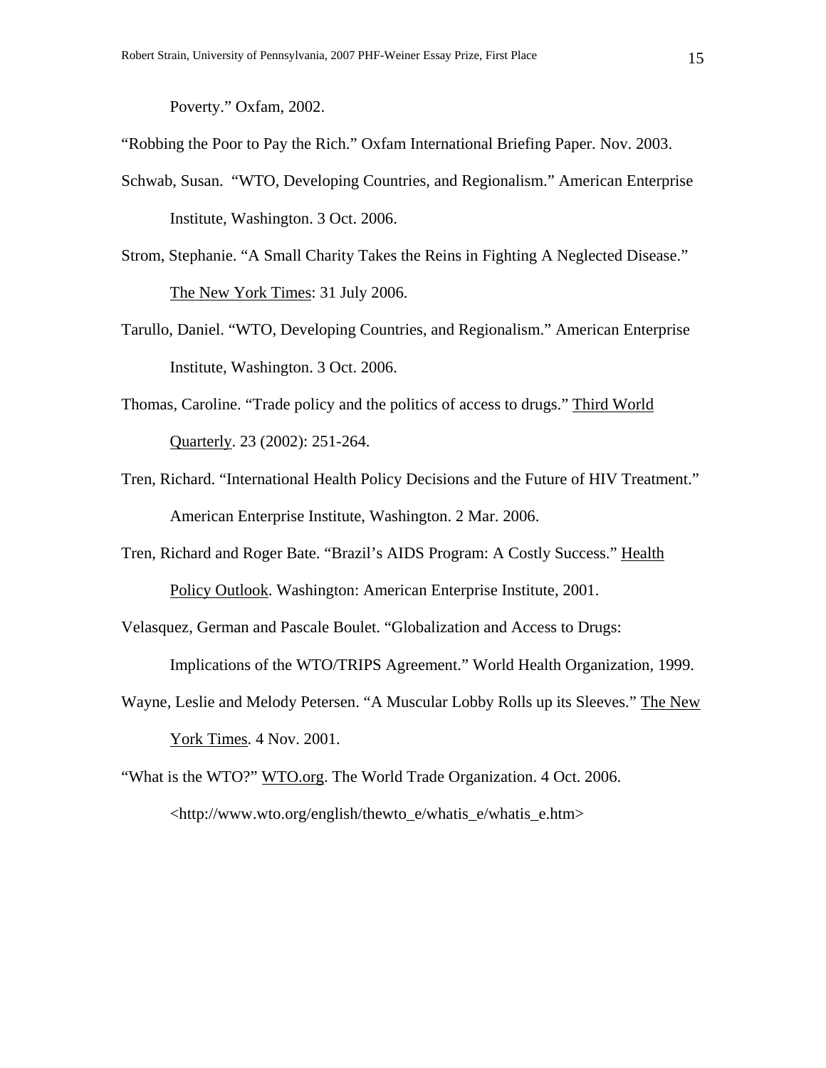Poverty." Oxfam, 2002.

"Robbing the Poor to Pay the Rich." Oxfam International Briefing Paper. Nov. 2003.

Schwab, Susan. "WTO, Developing Countries, and Regionalism." American Enterprise Institute, Washington. 3 Oct. 2006.

Strom, Stephanie. "A Small Charity Takes the Reins in Fighting A Neglected Disease." The New York Times: 31 July 2006.

Tarullo, Daniel. "WTO, Developing Countries, and Regionalism." American Enterprise Institute, Washington. 3 Oct. 2006.

Thomas, Caroline. "Trade policy and the politics of access to drugs." Third World Quarterly. 23 (2002): 251-264.

Tren, Richard. "International Health Policy Decisions and the Future of HIV Treatment." American Enterprise Institute, Washington. 2 Mar. 2006.

Tren, Richard and Roger Bate. "Brazil's AIDS Program: A Costly Success." Health Policy Outlook. Washington: American Enterprise Institute, 2001.

Velasquez, German and Pascale Boulet. "Globalization and Access to Drugs: Implications of the WTO/TRIPS Agreement." World Health Organization, 1999.

Wayne, Leslie and Melody Petersen. "A Muscular Lobby Rolls up its Sleeves." The New York Times. 4 Nov. 2001.

"What is the WTO?" WTO.org. The World Trade Organization. 4 Oct. 2006. <http://www.wto.org/english/thewto_e/whatis_e/whatis_e.htm>